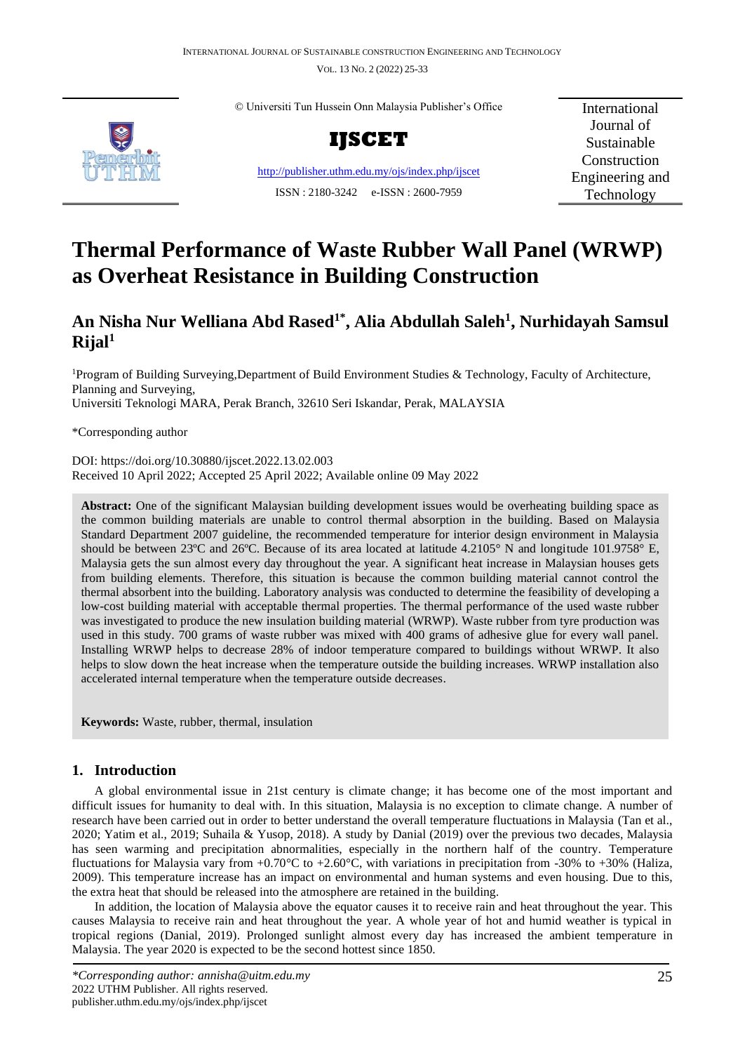© Universiti Tun Hussein Onn Malaysia Publisher's Office

**IJSCET**

http://publisher.uthm.edu.my/ojs/index.php/ijscet

ISSN : 2180-3242 e-ISSN : 2600-7959

International Journal of Sustainable Construction Engineering and Technology

# Thermal Performance of Waste Rubber Wall Panel (WRWP) as Overheat Resistance in Building Construction

## An Nisha Nur Welliana Abd Rased[1*], Alia Abdullah Saleh[1], Nurhidayah Samsul Rijal[1]

[1]Program of Building Surveying,Department of Build Environment Studies & Technology, Faculty of Architecture, Planning and Surveying,
Universiti Teknologi MARA, Perak Branch, 32610 Seri Iskandar, Perak, MALAYSIA

*Corresponding author

DOI: https://doi.org/10.30880/ijscet.2022.13.02.003
Received 10 April 2022; Accepted 25 April 2022; Available online 09 May 2022

**Abstract:** One of the significant Malaysian building development issues would be overheating building space as the common building materials are unable to control thermal absorption in the building. Based on Malaysia Standard Department 2007 guideline, the recommended temperature for interior design environment in Malaysia should be between 23ºC and 26ºC. Because of its area located at latitude 4.2105° N and longitude 101.9758° E, Malaysia gets the sun almost every day throughout the year. A significant heat increase in Malaysian houses gets from building elements. Therefore, this situation is because the common building material cannot control the thermal absorbent into the building. Laboratory analysis was conducted to determine the feasibility of developing a low-cost building material with acceptable thermal properties. The thermal performance of the used waste rubber was investigated to produce the new insulation building material (WRWP). Waste rubber from tyre production was used in this study. 700 grams of waste rubber was mixed with 400 grams of adhesive glue for every wall panel. Installing WRWP helps to decrease 28% of indoor temperature compared to buildings without WRWP. It also helps to slow down the heat increase when the temperature outside the building increases. WRWP installation also accelerated internal temperature when the temperature outside decreases.

**Keywords:** Waste, rubber, thermal, insulation

## 1. Introduction

A global environmental issue in 21st century is climate change; it has become one of the most important and difficult issues for humanity to deal with. In this situation, Malaysia is no exception to climate change. A number of research have been carried out in order to better understand the overall temperature fluctuations in Malaysia (Tan et al., 2020; Yatim et al., 2019; Suhaila & Yusop, 2018). A study by Danial (2019) over the previous two decades, Malaysia has seen warming and precipitation abnormalities, especially in the northern half of the country. Temperature fluctuations for Malaysia vary from +0.70°C to +2.60°C, with variations in precipitation from -30% to +30% (Haliza, 2009). This temperature increase has an impact on environmental and human systems and even housing. Due to this, the extra heat that should be released into the atmosphere are retained in the building.

In addition, the location of Malaysia above the equator causes it to receive rain and heat throughout the year. This causes Malaysia to receive rain and heat throughout the year. A whole year of hot and humid weather is typical in tropical regions (Danial, 2019). Prolonged sunlight almost every day has increased the ambient temperature in Malaysia. The year 2020 is expected to be the second hottest since 1850.

*\*Corresponding author: annisha@uitm.edu.my*
2022 UTHM Publisher. All rights reserved.
publisher.uthm.edu.my/ojs/index.php/ijscet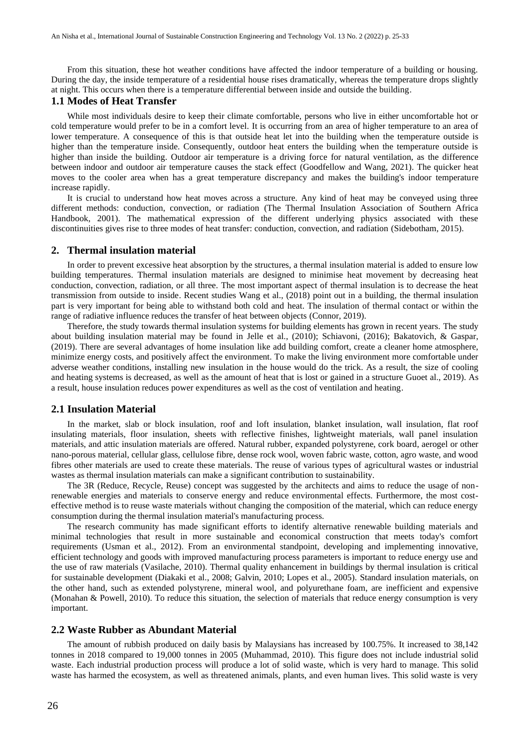From this situation, these hot weather conditions have affected the indoor temperature of a building or housing. During the day, the inside temperature of a residential house rises dramatically, whereas the temperature drops slightly at night. This occurs when there is a temperature differential between inside and outside the building.

### 1.1 Modes of Heat Transfer

While most individuals desire to keep their climate comfortable, persons who live in either uncomfortable hot or cold temperature would prefer to be in a comfort level. It is occurring from an area of higher temperature to an area of lower temperature. A consequence of this is that outside heat let into the building when the temperature outside is higher than the temperature inside. Consequently, outdoor heat enters the building when the temperature outside is higher than inside the building. Outdoor air temperature is a driving force for natural ventilation, as the difference between indoor and outdoor air temperature causes the stack effect (Goodfellow and Wang, 2021). The quicker heat moves to the cooler area when has a great temperature discrepancy and makes the building's indoor temperature increase rapidly.

It is crucial to understand how heat moves across a structure. Any kind of heat may be conveyed using three different methods: conduction, convection, or radiation (The Thermal Insulation Association of Southern Africa Handbook, 2001). The mathematical expression of the different underlying physics associated with these discontinuities gives rise to three modes of heat transfer: conduction, convection, and radiation (Sidebotham, 2015).

## 2. Thermal insulation material

In order to prevent excessive heat absorption by the structures, a thermal insulation material is added to ensure low building temperatures. Thermal insulation materials are designed to minimise heat movement by decreasing heat conduction, convection, radiation, or all three. The most important aspect of thermal insulation is to decrease the heat transmission from outside to inside. Recent studies Wang et al., (2018) point out in a building, the thermal insulation part is very important for being able to withstand both cold and heat. The insulation of thermal contact or within the range of radiative influence reduces the transfer of heat between objects (Connor, 2019).

Therefore, the study towards thermal insulation systems for building elements has grown in recent years. The study about building insulation material may be found in Jelle et al., (2010); Schiavoni, (2016); Bakatovich, & Gaspar, (2019). There are several advantages of home insulation like add building comfort, create a cleaner home atmosphere, minimize energy costs, and positively affect the environment. To make the living environment more comfortable under adverse weather conditions, installing new insulation in the house would do the trick. As a result, the size of cooling and heating systems is decreased, as well as the amount of heat that is lost or gained in a structure Guoet al., 2019). As a result, house insulation reduces power expenditures as well as the cost of ventilation and heating.

### 2.1 Insulation Material

In the market, slab or block insulation, roof and loft insulation, blanket insulation, wall insulation, flat roof insulating materials, floor insulation, sheets with reflective finishes, lightweight materials, wall panel insulation materials, and attic insulation materials are offered. Natural rubber, expanded polystyrene, cork board, aerogel or other nano-porous material, cellular glass, cellulose fibre, dense rock wool, woven fabric waste, cotton, agro waste, and wood fibres other materials are used to create these materials. The reuse of various types of agricultural wastes or industrial wastes as thermal insulation materials can make a significant contribution to sustainability.

The 3R (Reduce, Recycle, Reuse) concept was suggested by the architects and aims to reduce the usage of non-renewable energies and materials to conserve energy and reduce environmental effects. Furthermore, the most cost-effective method is to reuse waste materials without changing the composition of the material, which can reduce energy consumption during the thermal insulation material's manufacturing process.

The research community has made significant efforts to identify alternative renewable building materials and minimal technologies that result in more sustainable and economical construction that meets today's comfort requirements (Usman et al., 2012). From an environmental standpoint, developing and implementing innovative, efficient technology and goods with improved manufacturing process parameters is important to reduce energy use and the use of raw materials (Vasilache, 2010). Thermal quality enhancement in buildings by thermal insulation is critical for sustainable development (Diakaki et al., 2008; Galvin, 2010; Lopes et al., 2005). Standard insulation materials, on the other hand, such as extended polystyrene, mineral wool, and polyurethane foam, are inefficient and expensive (Monahan & Powell, 2010). To reduce this situation, the selection of materials that reduce energy consumption is very important.

### 2.2 Waste Rubber as Abundant Material

The amount of rubbish produced on daily basis by Malaysians has increased by 100.75%. It increased to 38,142 tonnes in 2018 compared to 19,000 tonnes in 2005 (Muhammad, 2010). This figure does not include industrial solid waste. Each industrial production process will produce a lot of solid waste, which is very hard to manage. This solid waste has harmed the ecosystem, as well as threatened animals, plants, and even human lives. This solid waste is very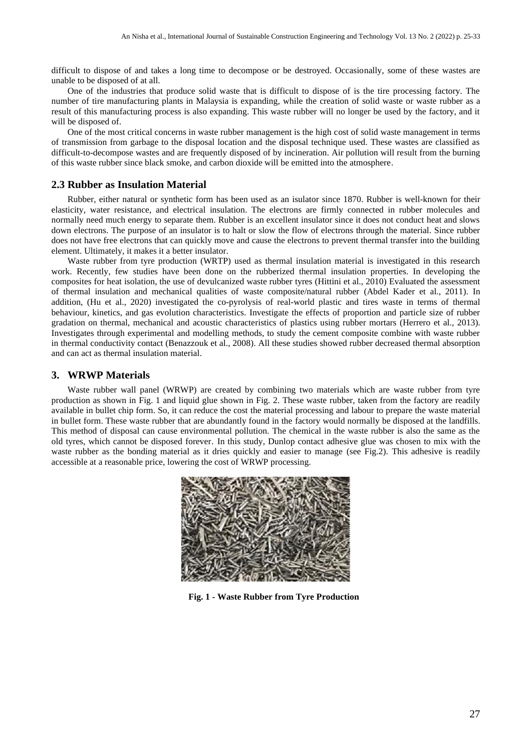difficult to dispose of and takes a long time to decompose or be destroyed. Occasionally, some of these wastes are unable to be disposed of at all.

One of the industries that produce solid waste that is difficult to dispose of is the tire processing factory. The number of tire manufacturing plants in Malaysia is expanding, while the creation of solid waste or waste rubber as a result of this manufacturing process is also expanding. This waste rubber will no longer be used by the factory, and it will be disposed of.

One of the most critical concerns in waste rubber management is the high cost of solid waste management in terms of transmission from garbage to the disposal location and the disposal technique used. These wastes are classified as difficult-to-decompose wastes and are frequently disposed of by incineration. Air pollution will result from the burning of this waste rubber since black smoke, and carbon dioxide will be emitted into the atmosphere.

### 2.3 Rubber as Insulation Material

Rubber, either natural or synthetic form has been used as an isulator since 1870. Rubber is well-known for their elasticity, water resistance, and electrical insulation. The electrons are firmly connected in rubber molecules and normally need much energy to separate them. Rubber is an excellent insulator since it does not conduct heat and slows down electrons. The purpose of an insulator is to halt or slow the flow of electrons through the material. Since rubber does not have free electrons that can quickly move and cause the electrons to prevent thermal transfer into the building element. Ultimately, it makes it a better insulator.

Waste rubber from tyre production (WRTP) used as thermal insulation material is investigated in this research work. Recently, few studies have been done on the rubberized thermal insulation properties. In developing the composites for heat isolation, the use of devulcanized waste rubber tyres (Hittini et al., 2010) Evaluated the assessment of thermal insulation and mechanical qualities of waste composite/natural rubber (Abdel Kader et al., 2011). In addition, (Hu et al., 2020) investigated the co-pyrolysis of real-world plastic and tires waste in terms of thermal behaviour, kinetics, and gas evolution characteristics. Investigate the effects of proportion and particle size of rubber gradation on thermal, mechanical and acoustic characteristics of plastics using rubber mortars (Herrero et al., 2013). Investigates through experimental and modelling methods, to study the cement composite combine with waste rubber in thermal conductivity contact (Benazzouk et al., 2008). All these studies showed rubber decreased thermal absorption and can act as thermal insulation material.

## 3. WRWP Materials

Waste rubber wall panel (WRWP) are created by combining two materials which are waste rubber from tyre production as shown in Fig. 1 and liquid glue shown in Fig. 2. These waste rubber, taken from the factory are readily available in bullet chip form. So, it can reduce the cost the material processing and labour to prepare the waste material in bullet form. These waste rubber that are abundantly found in the factory would normally be disposed at the landfills. This method of disposal can cause environmental pollution. The chemical in the waste rubber is also the same as the old tyres, which cannot be disposed forever. In this study, Dunlop contact adhesive glue was chosen to mix with the waste rubber as the bonding material as it dries quickly and easier to manage (see Fig.2). This adhesive is readily accessible at a reasonable price, lowering the cost of WRWP processing.

**Fig. 1 - Waste Rubber from Tyre Production**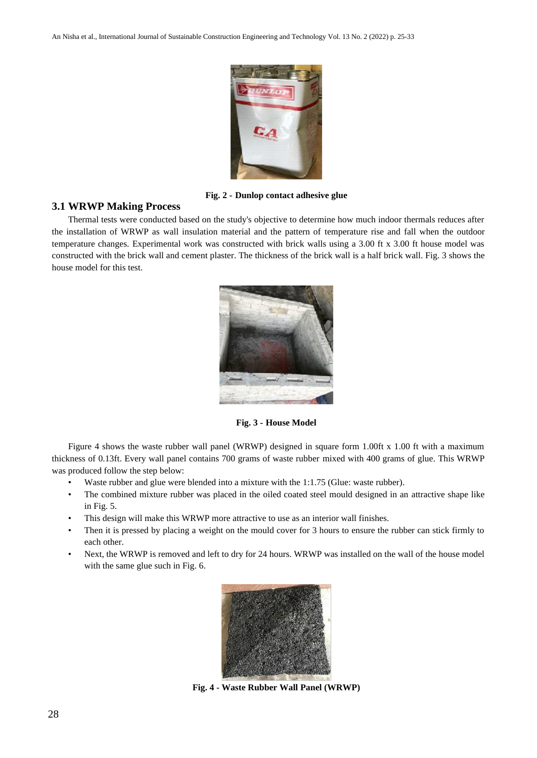Fig. 2 - Dunlop contact adhesive glue

### 3.1 WRWP Making Process

Thermal tests were conducted based on the study's objective to determine how much indoor thermals reduces after the installation of WRWP as wall insulation material and the pattern of temperature rise and fall when the outdoor temperature changes. Experimental work was constructed with brick walls using a 3.00 ft x 3.00 ft house model was constructed with the brick wall and cement plaster. The thickness of the brick wall is a half brick wall. Fig. 3 shows the house model for this test.

Fig. 3 - House Model

Figure 4 shows the waste rubber wall panel (WRWP) designed in square form 1.00ft x 1.00 ft with a maximum thickness of 0.13ft. Every wall panel contains 700 grams of waste rubber mixed with 400 grams of glue. This WRWP was produced follow the step below:

- Waste rubber and glue were blended into a mixture with the 1:1.75 (Glue: waste rubber).
- The combined mixture rubber was placed in the oiled coated steel mould designed in an attractive shape like in Fig. 5.
- This design will make this WRWP more attractive to use as an interior wall finishes.
- Then it is pressed by placing a weight on the mould cover for 3 hours to ensure the rubber can stick firmly to each other.
- Next, the WRWP is removed and left to dry for 24 hours. WRWP was installed on the wall of the house model with the same glue such in Fig. 6.

Fig. 4 - Waste Rubber Wall Panel (WRWP)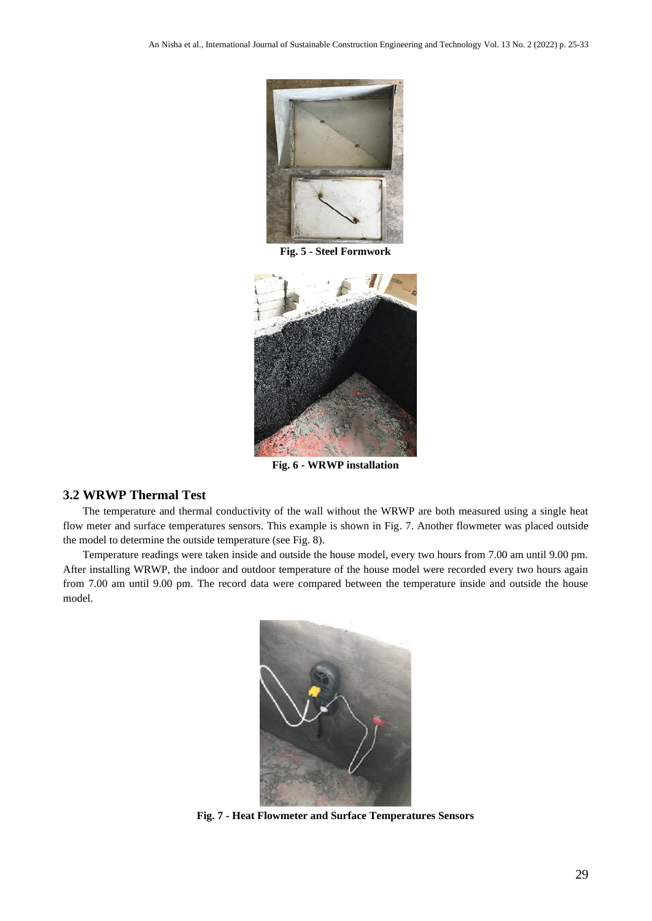Fig. 5 - Steel Formwork

Fig. 6 - WRWP installation

### 3.2 WRWP Thermal Test

The temperature and thermal conductivity of the wall without the WRWP are both measured using a single heat flow meter and surface temperatures sensors. This example is shown in Fig. 7. Another flowmeter was placed outside the model to determine the outside temperature (see Fig. 8).

Temperature readings were taken inside and outside the house model, every two hours from 7.00 am until 9.00 pm. After installing WRWP, the indoor and outdoor temperature of the house model were recorded every two hours again from 7.00 am until 9.00 pm. The record data were compared between the temperature inside and outside the house model.

Fig. 7 - Heat Flowmeter and Surface Temperatures Sensors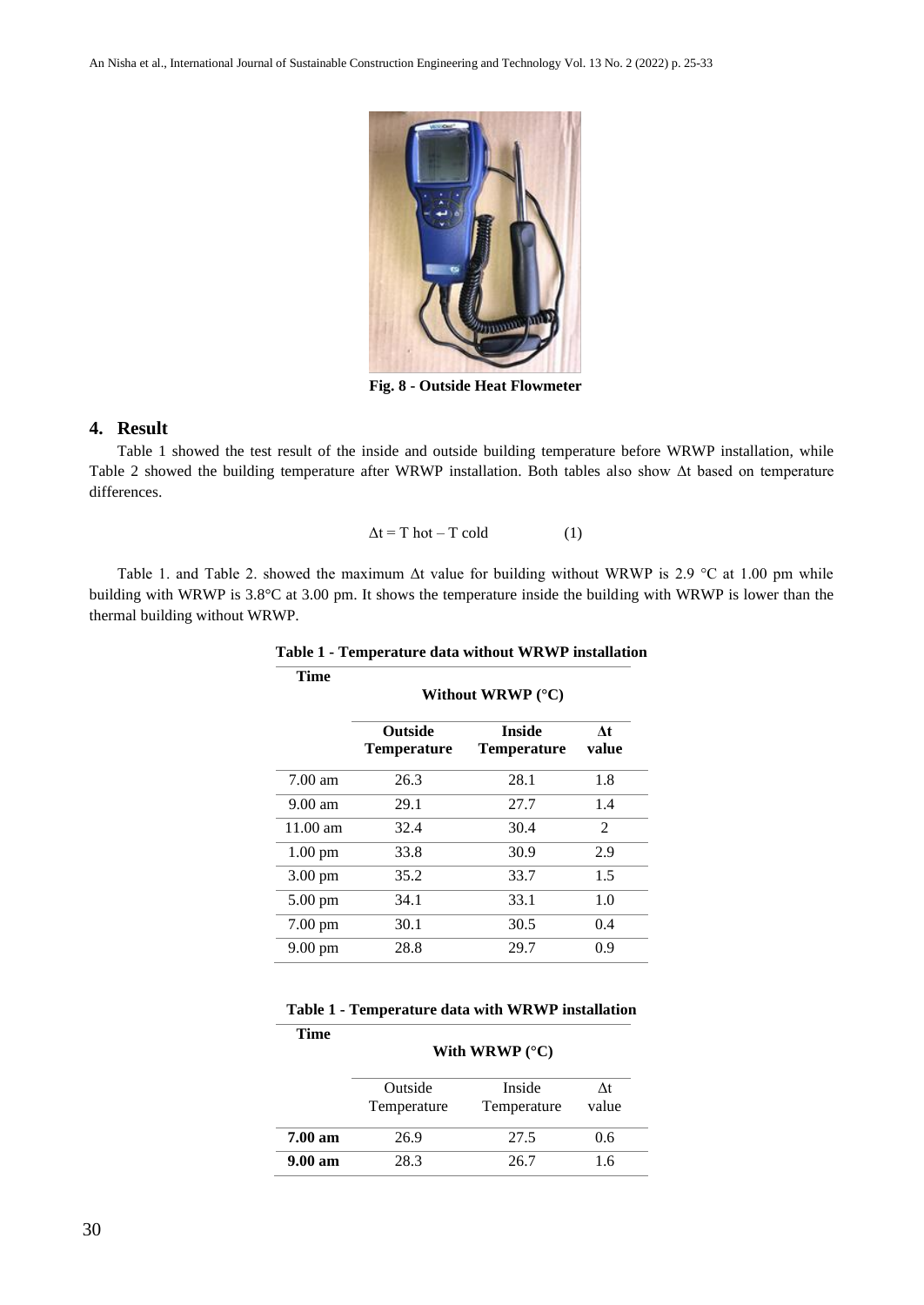Fig. 8 - Outside Heat Flowmeter

## 4. Result

Table 1 showed the test result of the inside and outside building temperature before WRWP installation, while Table 2 showed the building temperature after WRWP installation. Both tables also show Δt based on temperature differences.

$$\Delta t = T\ hot - T\ cold \qquad (1)$$

Table 1. and Table 2. showed the maximum Δt value for building without WRWP is 2.9 °C at 1.00 pm while building with WRWP is 3.8°C at 3.00 pm. It shows the temperature inside the building with WRWP is lower than the thermal building without WRWP.

**Table 1 - Temperature data without WRWP installation**

| Time | Without WRWP (°C) | | |
|---|---|---|---|
| | **Outside Temperature** | **Inside Temperature** | **Δt value** |
| 7.00 am | 26.3 | 28.1 | 1.8 |
| 9.00 am | 29.1 | 27.7 | 1.4 |
| 11.00 am | 32.4 | 30.4 | 2 |
| 1.00 pm | 33.8 | 30.9 | 2.9 |
| 3.00 pm | 35.2 | 33.7 | 1.5 |
| 5.00 pm | 34.1 | 33.1 | 1.0 |
| 7.00 pm | 30.1 | 30.5 | 0.4 |
| 9.00 pm | 28.8 | 29.7 | 0.9 |

**Table 1 - Temperature data with WRWP installation**

| Time | With WRWP (°C) | | |
|---|---|---|---|
| | Outside Temperature | Inside Temperature | Δt value |
| **7.00 am** | 26.9 | 27.5 | 0.6 |
| **9.00 am** | 28.3 | 26.7 | 1.6 |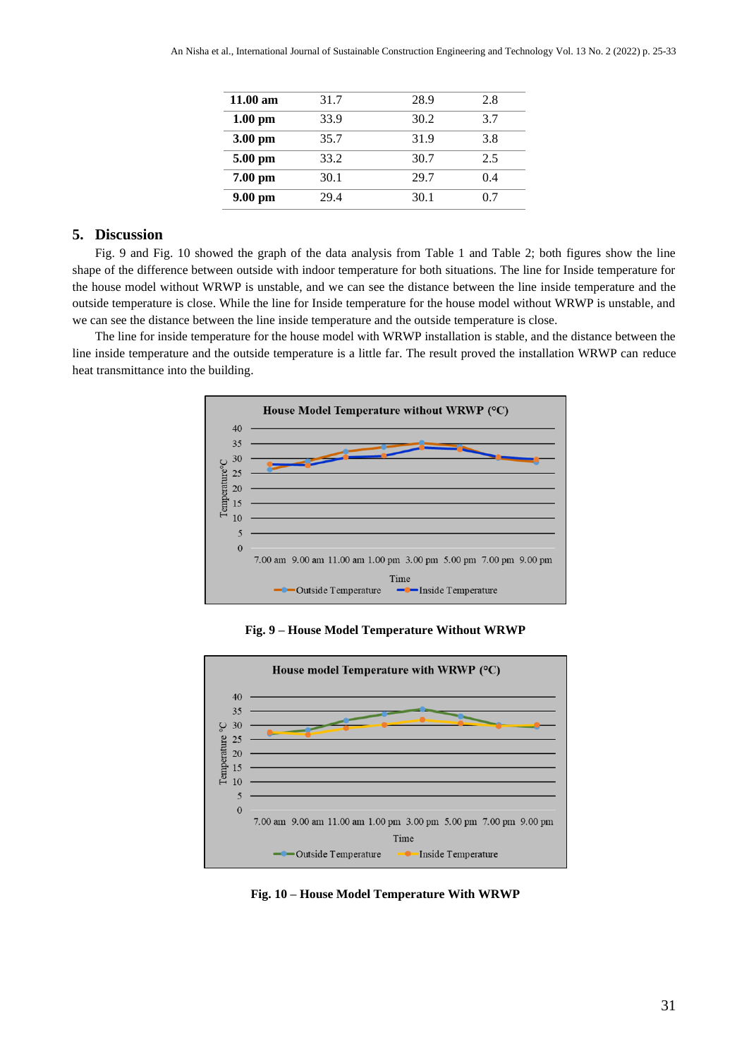| 11.00 am | 31.7 | 28.9 | 2.8 |
|---|---|---|---|
| 1.00 pm | 33.9 | 30.2 | 3.7 |
| 3.00 pm | 35.7 | 31.9 | 3.8 |
| 5.00 pm | 33.2 | 30.7 | 2.5 |
| 7.00 pm | 30.1 | 29.7 | 0.4 |
| 9.00 pm | 29.4 | 30.1 | 0.7 |

## 5. Discussion

Fig. 9 and Fig. 10 showed the graph of the data analysis from Table 1 and Table 2; both figures show the line shape of the difference between outside with indoor temperature for both situations. The line for Inside temperature for the house model without WRWP is unstable, and we can see the distance between the line inside temperature and the outside temperature is close. While the line for Inside temperature for the house model without WRWP is unstable, and we can see the distance between the line inside temperature and the outside temperature is close.

The line for inside temperature for the house model with WRWP installation is stable, and the distance between the line inside temperature and the outside temperature is a little far. The result proved the installation WRWP can reduce heat transmittance into the building.

**Fig. 9 – House Model Temperature Without WRWP**

**Fig. 10 – House Model Temperature With WRWP**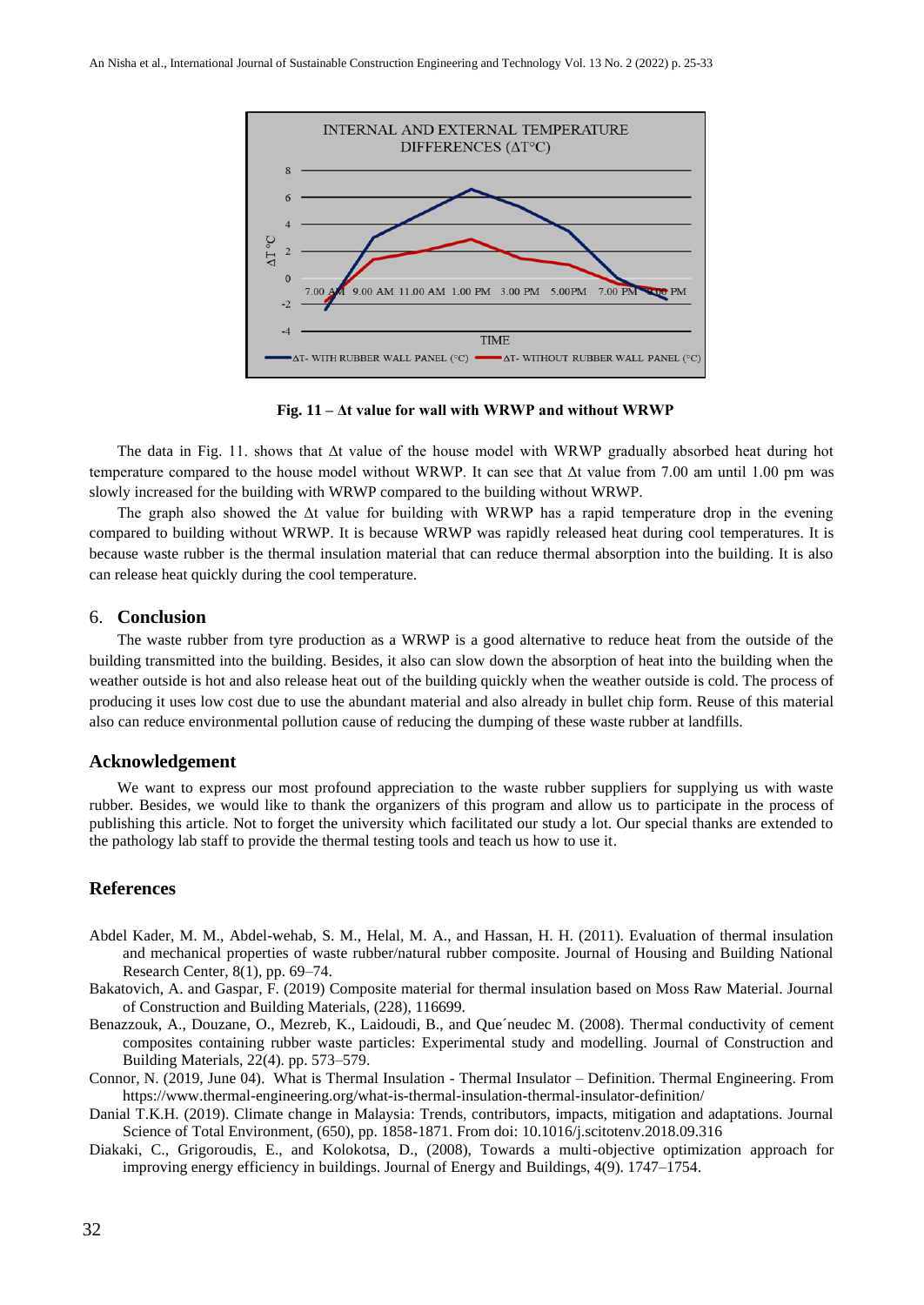**Fig. 11 – Δt value for wall with WRWP and without WRWP**

The data in Fig. 11. shows that Δt value of the house model with WRWP gradually absorbed heat during hot temperature compared to the house model without WRWP. It can see that Δt value from 7.00 am until 1.00 pm was slowly increased for the building with WRWP compared to the building without WRWP.

The graph also showed the Δt value for building with WRWP has a rapid temperature drop in the evening compared to building without WRWP. It is because WRWP was rapidly released heat during cool temperatures. It is because waste rubber is the thermal insulation material that can reduce thermal absorption into the building. It is also can release heat quickly during the cool temperature.

## 6. Conclusion

The waste rubber from tyre production as a WRWP is a good alternative to reduce heat from the outside of the building transmitted into the building. Besides, it also can slow down the absorption of heat into the building when the weather outside is hot and also release heat out of the building quickly when the weather outside is cold. The process of producing it uses low cost due to use the abundant material and also already in bullet chip form. Reuse of this material also can reduce environmental pollution cause of reducing the dumping of these waste rubber at landfills.

## Acknowledgement

We want to express our most profound appreciation to the waste rubber suppliers for supplying us with waste rubber. Besides, we would like to thank the organizers of this program and allow us to participate in the process of publishing this article. Not to forget the university which facilitated our study a lot. Our special thanks are extended to the pathology lab staff to provide the thermal testing tools and teach us how to use it.

## References

Abdel Kader, M. M., Abdel-wehab, S. M., Helal, M. A., and Hassan, H. H. (2011). Evaluation of thermal insulation and mechanical properties of waste rubber/natural rubber composite. Journal of Housing and Building National Research Center, 8(1), pp. 69–74.

Bakatovich, A. and Gaspar, F. (2019) Composite material for thermal insulation based on Moss Raw Material. Journal of Construction and Building Materials, (228), 116699.

Benazzouk, A., Douzane, O., Mezreb, K., Laidoudi, B., and Que´neudec M. (2008). Thermal conductivity of cement composites containing rubber waste particles: Experimental study and modelling. Journal of Construction and Building Materials, 22(4). pp. 573–579.

Connor, N. (2019, June 04). What is Thermal Insulation - Thermal Insulator – Definition. Thermal Engineering. From https://www.thermal-engineering.org/what-is-thermal-insulation-thermal-insulator-definition/

Danial T.K.H. (2019). Climate change in Malaysia: Trends, contributors, impacts, mitigation and adaptations. Journal Science of Total Environment, (650), pp. 1858-1871. From doi: 10.1016/j.scitotenv.2018.09.316

Diakaki, C., Grigoroudis, E., and Kolokotsa, D., (2008), Towards a multi-objective optimization approach for improving energy efficiency in buildings. Journal of Energy and Buildings, 4(9). 1747–1754.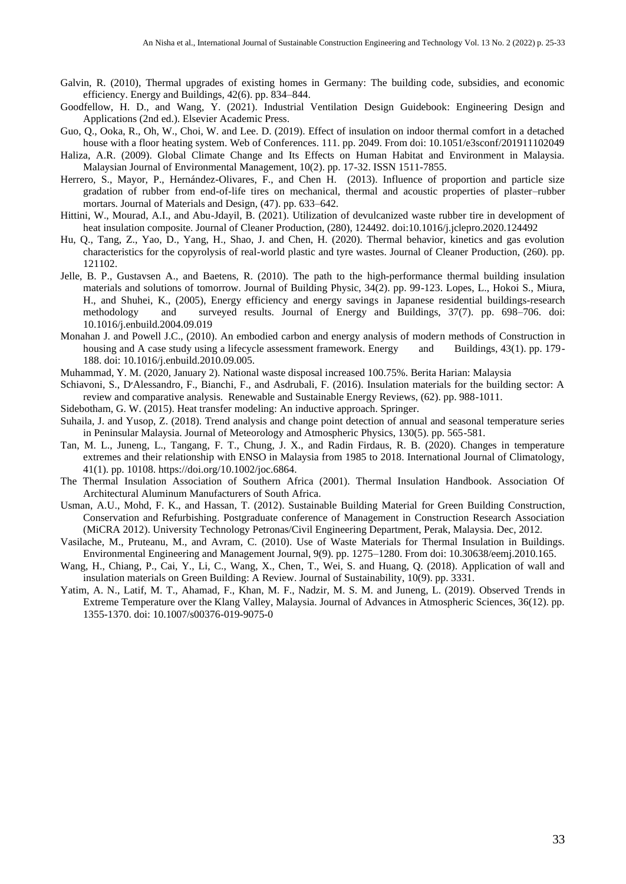Galvin, R. (2010), Thermal upgrades of existing homes in Germany: The building code, subsidies, and economic efficiency. Energy and Buildings, 42(6). pp. 834–844.

Goodfellow, H. D., and Wang, Y. (2021). Industrial Ventilation Design Guidebook: Engineering Design and Applications (2nd ed.). Elsevier Academic Press.

Guo, Q., Ooka, R., Oh, W., Choi, W. and Lee. D. (2019). Effect of insulation on indoor thermal comfort in a detached house with a floor heating system. Web of Conferences. 111. pp. 2049. From doi: 10.1051/e3sconf/201911102049

Haliza, A.R. (2009). Global Climate Change and Its Effects on Human Habitat and Environment in Malaysia. Malaysian Journal of Environmental Management, 10(2). pp. 17-32. ISSN 1511-7855.

Herrero, S., Mayor, P., Hernández-Olivares, F., and Chen H. (2013). Influence of proportion and particle size gradation of rubber from end-of-life tires on mechanical, thermal and acoustic properties of plaster–rubber mortars. Journal of Materials and Design, (47). pp. 633–642.

Hittini, W., Mourad, A.I., and Abu-Jdayil, B. (2021). Utilization of devulcanized waste rubber tire in development of heat insulation composite. Journal of Cleaner Production, (280), 124492. doi:10.1016/j.jclepro.2020.124492

Hu, Q., Tang, Z., Yao, D., Yang, H., Shao, J. and Chen, H. (2020). Thermal behavior, kinetics and gas evolution characteristics for the copyrolysis of real-world plastic and tyre wastes. Journal of Cleaner Production, (260). pp. 121102.

Jelle, B. P., Gustavsen A., and Baetens, R. (2010). The path to the high-performance thermal building insulation materials and solutions of tomorrow. Journal of Building Physic, 34(2). pp. 99-123. Lopes, L., Hokoi S., Miura, H., and Shuhei, K., (2005), Energy efficiency and energy savings in Japanese residential buildings-research methodology and surveyed results. Journal of Energy and Buildings, 37(7). pp. 698–706. doi: 10.1016/j.enbuild.2004.09.019

Monahan J. and Powell J.C., (2010). An embodied carbon and energy analysis of modern methods of Construction in housing and A case study using a lifecycle assessment framework. Energy and Buildings, 43(1). pp. 179-188. doi: 10.1016/j.enbuild.2010.09.005.

Muhammad, Y. M. (2020, January 2). National waste disposal increased 100.75%. Berita Harian: Malaysia

Schiavoni, S., D'Alessandro, F., Bianchi, F., and Asdrubali, F. (2016). Insulation materials for the building sector: A review and comparative analysis. Renewable and Sustainable Energy Reviews, (62). pp. 988-1011.

Sidebotham, G. W. (2015). Heat transfer modeling: An inductive approach. Springer.

Suhaila, J. and Yusop, Z. (2018). Trend analysis and change point detection of annual and seasonal temperature series in Peninsular Malaysia. Journal of Meteorology and Atmospheric Physics, 130(5). pp. 565-581.

Tan, M. L., Juneng, L., Tangang, F. T., Chung, J. X., and Radin Firdaus, R. B. (2020). Changes in temperature extremes and their relationship with ENSO in Malaysia from 1985 to 2018. International Journal of Climatology, 41(1). pp. 10108. https://doi.org/10.1002/joc.6864.

The Thermal Insulation Association of Southern Africa (2001). Thermal Insulation Handbook. Association Of Architectural Aluminum Manufacturers of South Africa.

Usman, A.U., Mohd, F. K., and Hassan, T. (2012). Sustainable Building Material for Green Building Construction, Conservation and Refurbishing. Postgraduate conference of Management in Construction Research Association (MiCRA 2012). University Technology Petronas/Civil Engineering Department, Perak, Malaysia. Dec, 2012.

Vasilache, M., Pruteanu, M., and Avram, C. (2010). Use of Waste Materials for Thermal Insulation in Buildings. Environmental Engineering and Management Journal, 9(9). pp. 1275–1280. From doi: 10.30638/eemj.2010.165.

Wang, H., Chiang, P., Cai, Y., Li, C., Wang, X., Chen, T., Wei, S. and Huang, Q. (2018). Application of wall and insulation materials on Green Building: A Review. Journal of Sustainability, 10(9). pp. 3331.

Yatim, A. N., Latif, M. T., Ahamad, F., Khan, M. F., Nadzir, M. S. M. and Juneng, L. (2019). Observed Trends in Extreme Temperature over the Klang Valley, Malaysia. Journal of Advances in Atmospheric Sciences, 36(12). pp. 1355-1370. doi: 10.1007/s00376-019-9075-0